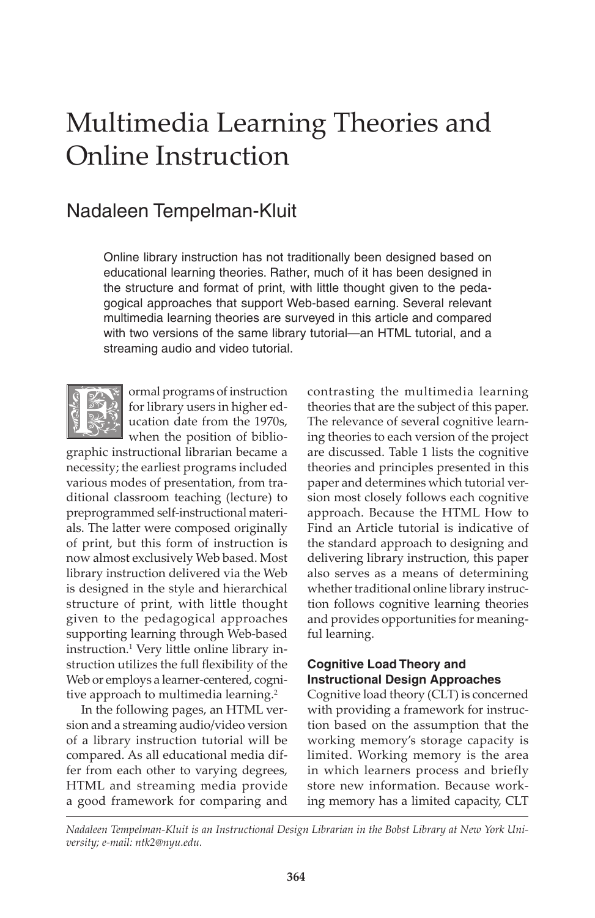# Multimedia Learning Theories and Online Instruction

## Nadaleen Tempelman-Kluit

Online library instruction has not traditionally been designed based on educational learning theories. Rather, much of it has been designed in the structure and format of print, with little thought given to the pedagogical approaches that support Web-based earning. Several relevant multimedia learning theories are surveyed in this article and compared with two versions of the same library tutorial—an HTML tutorial, and a streaming audio and video tutorial.

Formal programs of instruction for library users in higher education date from the 1970s, when the position of bibliographic instructional librarian became a necessity; the earliest programs included various modes of presentation, from traditional classroom teaching (lecture) to preprogrammed self-instructional materials. The latter were composed originally of print, but this form of instruction is now almost exclusively Web based. Most library instruction delivered via the Web is designed in the style and hierarchical structure of print, with little thought given to the pedagogical approaches supporting learning through Web-based instruction.[1] Very little online library instruction utilizes the full flexibility of the Web or employs a learner-centered, cognitive approach to multimedia learning.[2]

In the following pages, an HTML version and a streaming audio/video version of a library instruction tutorial will be compared. As all educational media differ from each other to varying degrees, HTML and streaming media provide a good framework for comparing and contrasting the multimedia learning theories that are the subject of this paper. The relevance of several cognitive learning theories to each version of the project are discussed. Table 1 lists the cognitive theories and principles presented in this paper and determines which tutorial version most closely follows each cognitive approach. Because the HTML How to Find an Article tutorial is indicative of the standard approach to designing and delivering library instruction, this paper also serves as a means of determining whether traditional online library instruction follows cognitive learning theories and provides opportunities for meaningful learning.

### Cognitive Load Theory and Instructional Design Approaches

Cognitive load theory (CLT) is concerned with providing a framework for instruction based on the assumption that the working memory's storage capacity is limited. Working memory is the area in which learners process and briefly store new information. Because working memory has a limited capacity, CLT

*Nadaleen Tempelman-Kluit is an Instructional Design Librarian in the Bobst Library at New York University; e-mail: ntk2@nyu.edu.*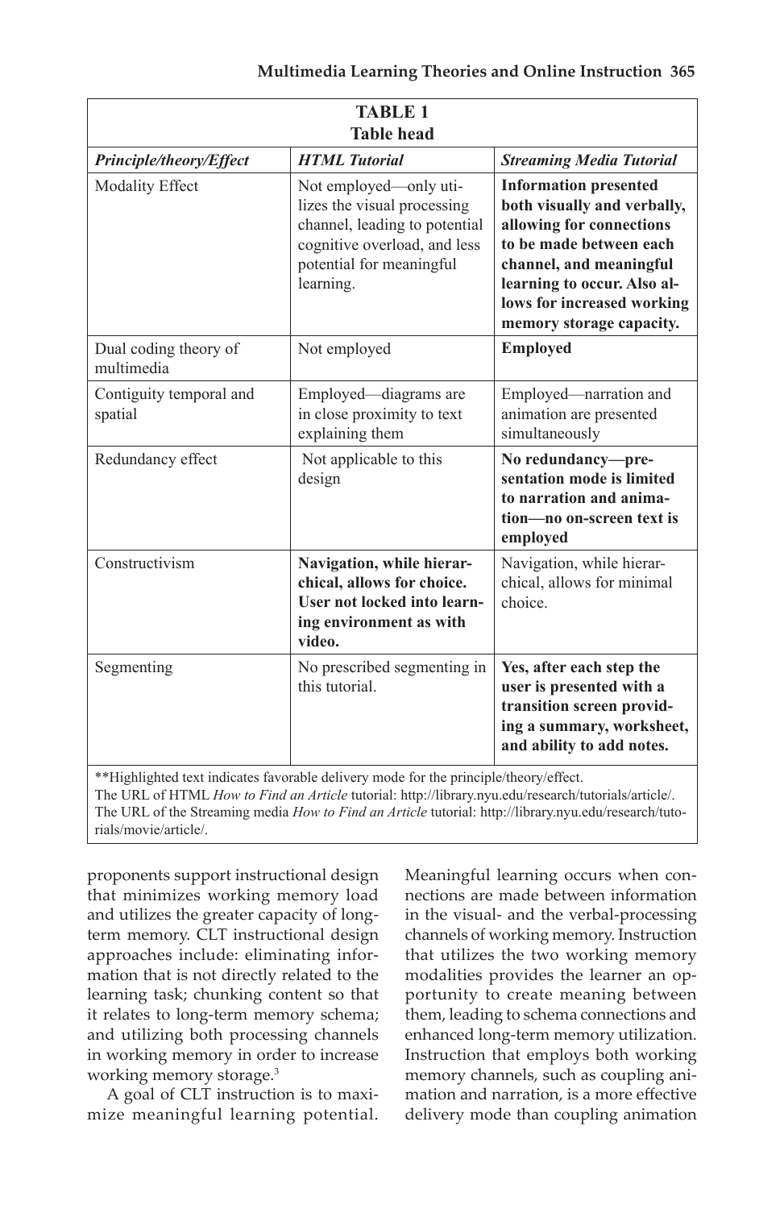**TABLE 1**
**Table head**

| *Principle/theory/Effect* | *HTML Tutorial* | *Streaming Media Tutorial* |
|---|---|---|
| Modality Effect | Not employed—only utilizes the visual processing channel, leading to potential cognitive overload, and less potential for meaningful learning. | **Information presented both visually and verbally, allowing for connections to be made between each channel, and meaningful learning to occur. Also allows for increased working memory storage capacity.** |
| Dual coding theory of multimedia | Not employed | **Employed** |
| Contiguity temporal and spatial | Employed—diagrams are in close proximity to text explaining them | Employed—narration and animation are presented simultaneously |
| Redundancy effect | Not applicable to this design | **No redundancy—presentation mode is limited to narration and animation—no on-screen text is employed** |
| Constructivism | **Navigation, while hierarchical, allows for choice. User not locked into learning environment as with video.** | Navigation, while hierarchical, allows for minimal choice. |
| Segmenting | No prescribed segmenting in this tutorial. | **Yes, after each step the user is presented with a transition screen providing a summary, worksheet, and ability to add notes.** |

**Highlighted text indicates favorable delivery mode for the principle/theory/effect.
The URL of HTML *How to Find an Article* tutorial: http://library.nyu.edu/research/tutorials/article/.
The URL of the Streaming media *How to Find an Article* tutorial: http://library.nyu.edu/research/tutorials/movie/article/.

proponents support instructional design that minimizes working memory load and utilizes the greater capacity of long-term memory. CLT instructional design approaches include: eliminating information that is not directly related to the learning task; chunking content so that it relates to long-term memory schema; and utilizing both processing channels in working memory in order to increase working memory storage.[3]

A goal of CLT instruction is to maximize meaningful learning potential. Meaningful learning occurs when connections are made between information in the visual- and the verbal-processing channels of working memory. Instruction that utilizes the two working memory modalities provides the learner an opportunity to create meaning between them, leading to schema connections and enhanced long-term memory utilization. Instruction that employs both working memory channels, such as coupling animation and narration, is a more effective delivery mode than coupling animation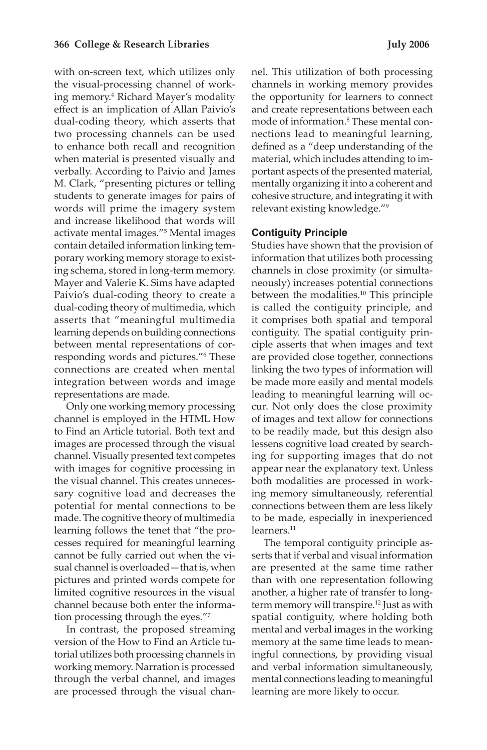with on-screen text, which utilizes only the visual-processing channel of working memory.[4] Richard Mayer's modality effect is an implication of Allan Paivio's dual-coding theory, which asserts that two processing channels can be used to enhance both recall and recognition when material is presented visually and verbally. According to Paivio and James M. Clark, "presenting pictures or telling students to generate images for pairs of words will prime the imagery system and increase likelihood that words will activate mental images."[5] Mental images contain detailed information linking temporary working memory storage to existing schema, stored in long-term memory. Mayer and Valerie K. Sims have adapted Paivio's dual-coding theory to create a dual-coding theory of multimedia, which asserts that "meaningful multimedia learning depends on building connections between mental representations of corresponding words and pictures."[6] These connections are created when mental integration between words and image representations are made.

Only one working memory processing channel is employed in the HTML How to Find an Article tutorial. Both text and images are processed through the visual channel. Visually presented text competes with images for cognitive processing in the visual channel. This creates unnecessary cognitive load and decreases the potential for mental connections to be made. The cognitive theory of multimedia learning follows the tenet that "the processes required for meaningful learning cannot be fully carried out when the visual channel is overloaded—that is, when pictures and printed words compete for limited cognitive resources in the visual channel because both enter the information processing through the eyes."[7]

In contrast, the proposed streaming version of the How to Find an Article tutorial utilizes both processing channels in working memory. Narration is processed through the verbal channel, and images are processed through the visual channel. This utilization of both processing channels in working memory provides the opportunity for learners to connect and create representations between each mode of information.[8] These mental connections lead to meaningful learning, defined as a "deep understanding of the material, which includes attending to important aspects of the presented material, mentally organizing it into a coherent and cohesive structure, and integrating it with relevant existing knowledge."[9]

### Contiguity Principle

Studies have shown that the provision of information that utilizes both processing channels in close proximity (or simultaneously) increases potential connections between the modalities.[10] This principle is called the contiguity principle, and it comprises both spatial and temporal contiguity. The spatial contiguity principle asserts that when images and text are provided close together, connections linking the two types of information will be made more easily and mental models leading to meaningful learning will occur. Not only does the close proximity of images and text allow for connections to be readily made, but this design also lessens cognitive load created by searching for supporting images that do not appear near the explanatory text. Unless both modalities are processed in working memory simultaneously, referential connections between them are less likely to be made, especially in inexperienced learners.[11]

The temporal contiguity principle asserts that if verbal and visual information are presented at the same time rather than with one representation following another, a higher rate of transfer to long-term memory will transpire.[12] Just as with spatial contiguity, where holding both mental and verbal images in the working memory at the same time leads to meaningful connections, by providing visual and verbal information simultaneously, mental connections leading to meaningful learning are more likely to occur.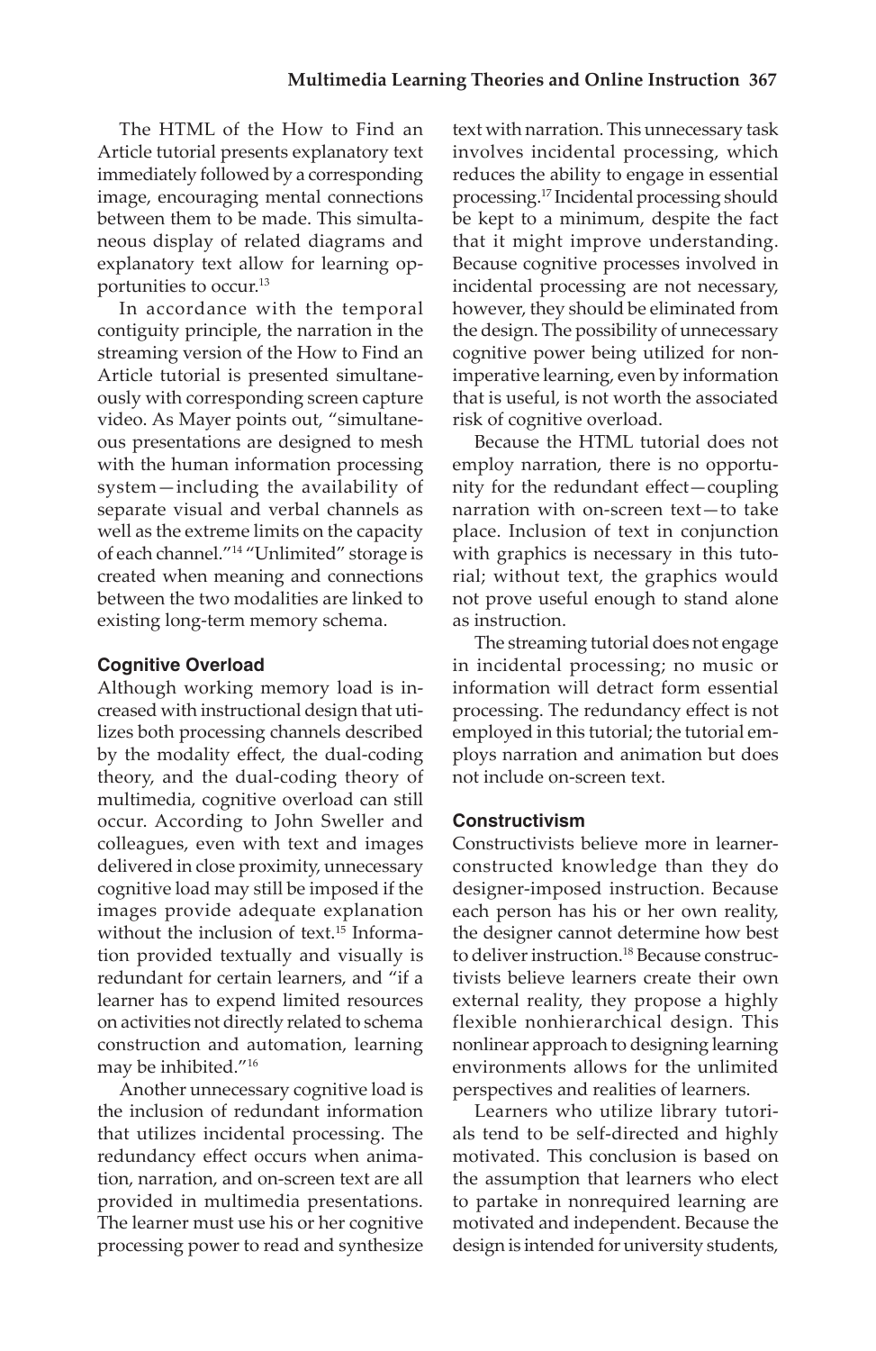The HTML of the How to Find an Article tutorial presents explanatory text immediately followed by a corresponding image, encouraging mental connections between them to be made. This simultaneous display of related diagrams and explanatory text allow for learning opportunities to occur.[13]

In accordance with the temporal contiguity principle, the narration in the streaming version of the How to Find an Article tutorial is presented simultaneously with corresponding screen capture video. As Mayer points out, "simultaneous presentations are designed to mesh with the human information processing system—including the availability of separate visual and verbal channels as well as the extreme limits on the capacity of each channel."[14] "Unlimited" storage is created when meaning and connections between the two modalities are linked to existing long-term memory schema.

### Cognitive Overload

Although working memory load is increased with instructional design that utilizes both processing channels described by the modality effect, the dual-coding theory, and the dual-coding theory of multimedia, cognitive overload can still occur. According to John Sweller and colleagues, even with text and images delivered in close proximity, unnecessary cognitive load may still be imposed if the images provide adequate explanation without the inclusion of text.[15] Information provided textually and visually is redundant for certain learners, and "if a learner has to expend limited resources on activities not directly related to schema construction and automation, learning may be inhibited."[16]

Another unnecessary cognitive load is the inclusion of redundant information that utilizes incidental processing. The redundancy effect occurs when animation, narration, and on-screen text are all provided in multimedia presentations. The learner must use his or her cognitive processing power to read and synthesize text with narration. This unnecessary task involves incidental processing, which reduces the ability to engage in essential processing.[17] Incidental processing should be kept to a minimum, despite the fact that it might improve understanding. Because cognitive processes involved in incidental processing are not necessary, however, they should be eliminated from the design. The possibility of unnecessary cognitive power being utilized for nonimperative learning, even by information that is useful, is not worth the associated risk of cognitive overload.

Because the HTML tutorial does not employ narration, there is no opportunity for the redundant effect—coupling narration with on-screen text—to take place. Inclusion of text in conjunction with graphics is necessary in this tutorial; without text, the graphics would not prove useful enough to stand alone as instruction.

The streaming tutorial does not engage in incidental processing; no music or information will detract form essential processing. The redundancy effect is not employed in this tutorial; the tutorial employs narration and animation but does not include on-screen text.

### Constructivism

Constructivists believe more in learner-constructed knowledge than they do designer-imposed instruction. Because each person has his or her own reality, the designer cannot determine how best to deliver instruction.[18] Because constructivists believe learners create their own external reality, they propose a highly flexible nonhierarchical design. This nonlinear approach to designing learning environments allows for the unlimited perspectives and realities of learners.

Learners who utilize library tutorials tend to be self-directed and highly motivated. This conclusion is based on the assumption that learners who elect to partake in nonrequired learning are motivated and independent. Because the design is intended for university students,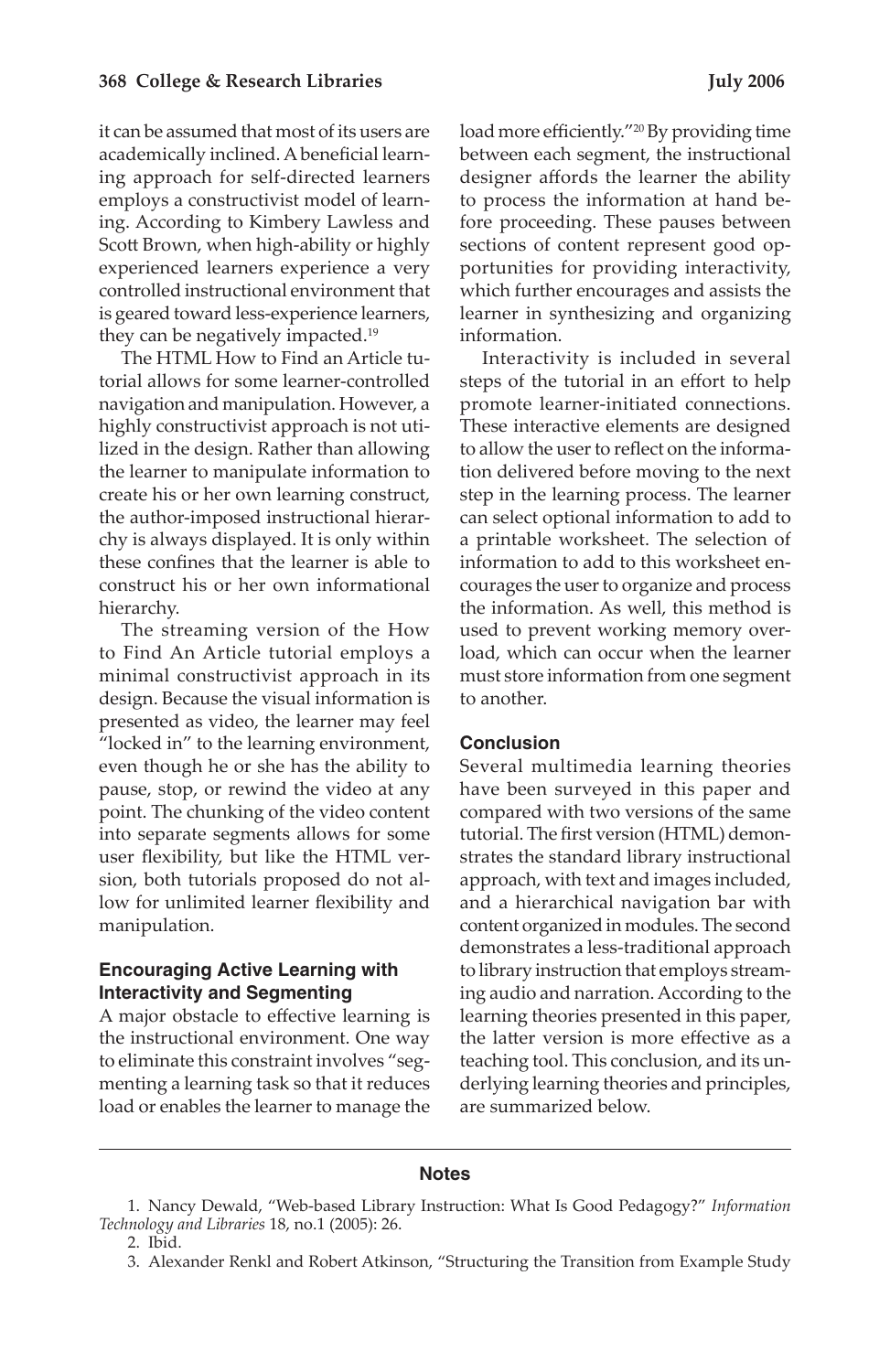it can be assumed that most of its users are academically inclined. A beneficial learning approach for self-directed learners employs a constructivist model of learning. According to Kimbery Lawless and Scott Brown, when high-ability or highly experienced learners experience a very controlled instructional environment that is geared toward less-experience learners, they can be negatively impacted.[19]

The HTML How to Find an Article tutorial allows for some learner-controlled navigation and manipulation. However, a highly constructivist approach is not utilized in the design. Rather than allowing the learner to manipulate information to create his or her own learning construct, the author-imposed instructional hierarchy is always displayed. It is only within these confines that the learner is able to construct his or her own informational hierarchy.

The streaming version of the How to Find An Article tutorial employs a minimal constructivist approach in its design. Because the visual information is presented as video, the learner may feel "locked in" to the learning environment, even though he or she has the ability to pause, stop, or rewind the video at any point. The chunking of the video content into separate segments allows for some user flexibility, but like the HTML version, both tutorials proposed do not allow for unlimited learner flexibility and manipulation.

### Encouraging Active Learning with Interactivity and Segmenting

A major obstacle to effective learning is the instructional environment. One way to eliminate this constraint involves "segmenting a learning task so that it reduces load or enables the learner to manage the load more efficiently."[20] By providing time between each segment, the instructional designer affords the learner the ability to process the information at hand before proceeding. These pauses between sections of content represent good opportunities for providing interactivity, which further encourages and assists the learner in synthesizing and organizing information.

Interactivity is included in several steps of the tutorial in an effort to help promote learner-initiated connections. These interactive elements are designed to allow the user to reflect on the information delivered before moving to the next step in the learning process. The learner can select optional information to add to a printable worksheet. The selection of information to add to this worksheet encourages the user to organize and process the information. As well, this method is used to prevent working memory overload, which can occur when the learner must store information from one segment to another.

### Conclusion

Several multimedia learning theories have been surveyed in this paper and compared with two versions of the same tutorial. The first version (HTML) demonstrates the standard library instructional approach, with text and images included, and a hierarchical navigation bar with content organized in modules. The second demonstrates a less-traditional approach to library instruction that employs streaming audio and narration. According to the learning theories presented in this paper, the latter version is more effective as a teaching tool. This conclusion, and its underlying learning theories and principles, are summarized below.

## Notes

1. Nancy Dewald, "Web-based Library Instruction: What Is Good Pedagogy?" *Information Technology and Libraries* 18, no.1 (2005): 26.
2. Ibid.
3. Alexander Renkl and Robert Atkinson, "Structuring the Transition from Example Study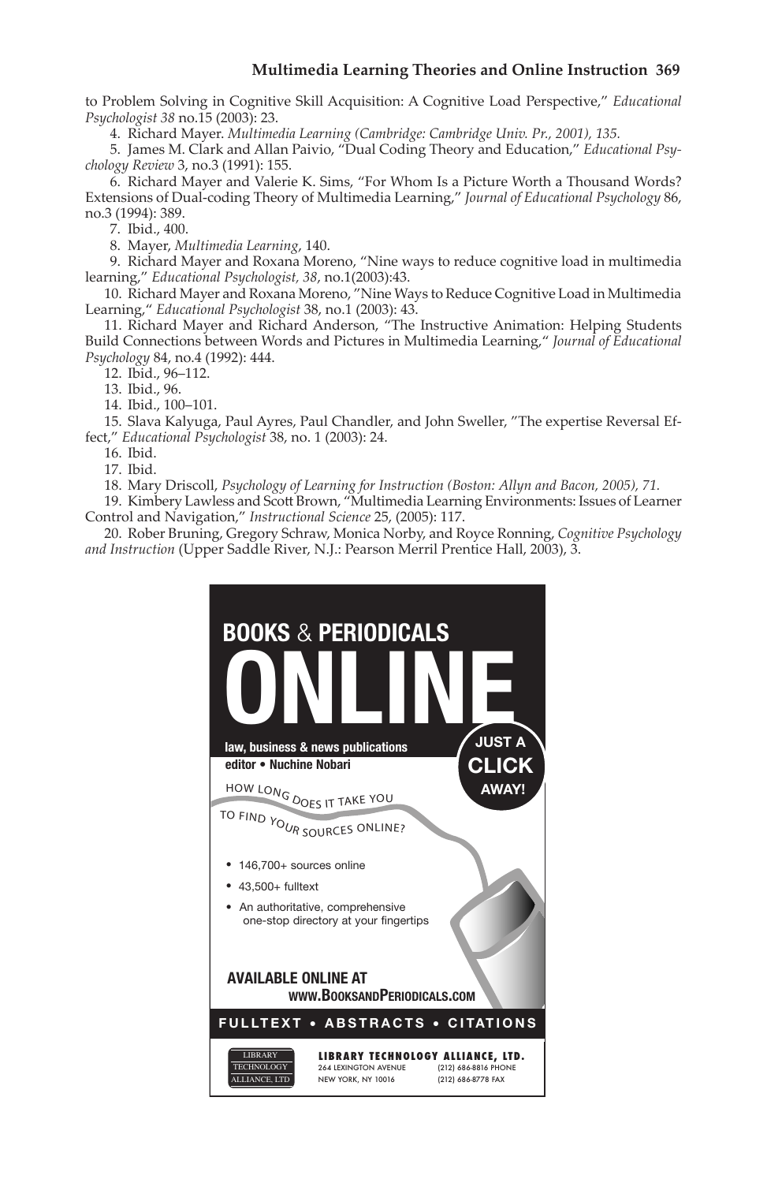to Problem Solving in Cognitive Skill Acquisition: A Cognitive Load Perspective," *Educational Psychologist 38* no.15 (2003): 23.

4. Richard Mayer. *Multimedia Learning (Cambridge: Cambridge Univ. Pr., 2001), 135.*

5. James M. Clark and Allan Paivio, "Dual Coding Theory and Education," *Educational Psychology Review* 3, no.3 (1991): 155.

6. Richard Mayer and Valerie K. Sims, "For Whom Is a Picture Worth a Thousand Words? Extensions of Dual-coding Theory of Multimedia Learning," *Journal of Educational Psychology* 86, no.3 (1994): 389.

7. Ibid., 400.

8. Mayer, *Multimedia Learning*, 140.

9. Richard Mayer and Roxana Moreno, "Nine ways to reduce cognitive load in multimedia learning," *Educational Psychologist, 38*, no.1(2003):43.

10. Richard Mayer and Roxana Moreno, "Nine Ways to Reduce Cognitive Load in Multimedia Learning," *Educational Psychologist* 38, no.1 (2003): 43.

11. Richard Mayer and Richard Anderson, "The Instructive Animation: Helping Students Build Connections between Words and Pictures in Multimedia Learning," *Journal of Educational Psychology* 84, no.4 (1992): 444.

12. Ibid., 96–112.

13. Ibid., 96.

14. Ibid., 100–101.

15. Slava Kalyuga, Paul Ayres, Paul Chandler, and John Sweller, "The expertise Reversal Effect," *Educational Psychologist* 38, no. 1 (2003): 24.

16. Ibid.

17. Ibid.

18. Mary Driscoll, *Psychology of Learning for Instruction (Boston: Allyn and Bacon, 2005), 71.*

19. Kimbery Lawless and Scott Brown, "Multimedia Learning Environments: Issues of Learner Control and Navigation," *Instructional Science* 25, (2005): 117.

20. Rober Bruning, Gregory Schraw, Monica Norby, and Royce Ronning, *Cognitive Psychology and Instruction* (Upper Saddle River, N.J.: Pearson Merril Prentice Hall, 2003), 3.

**BOOKS & PERIODICALS**

# ONLINE

**law, business & news publications**

**editor • Nuchine Nobari**

**JUST A CLICK AWAY!**

HOW LONG DOES IT TAKE YOU TO FIND YOUR SOURCES ONLINE?

- 146,700+ sources online
- 43,500+ fulltext
- An authoritative, comprehensive one-stop directory at your fingertips

**AVAILABLE ONLINE AT**
**WWW.BOOKSANDPERIODICALS.COM**

**FULLTEXT • ABSTRACTS • CITATIONS**

LIBRARY TECHNOLOGY ALLIANCE, LTD

**LIBRARY TECHNOLOGY ALLIANCE, LTD.**
264 LEXINGTON AVENUE
NEW YORK, NY 10016
(212) 686-8816 PHONE
(212) 686-8778 FAX